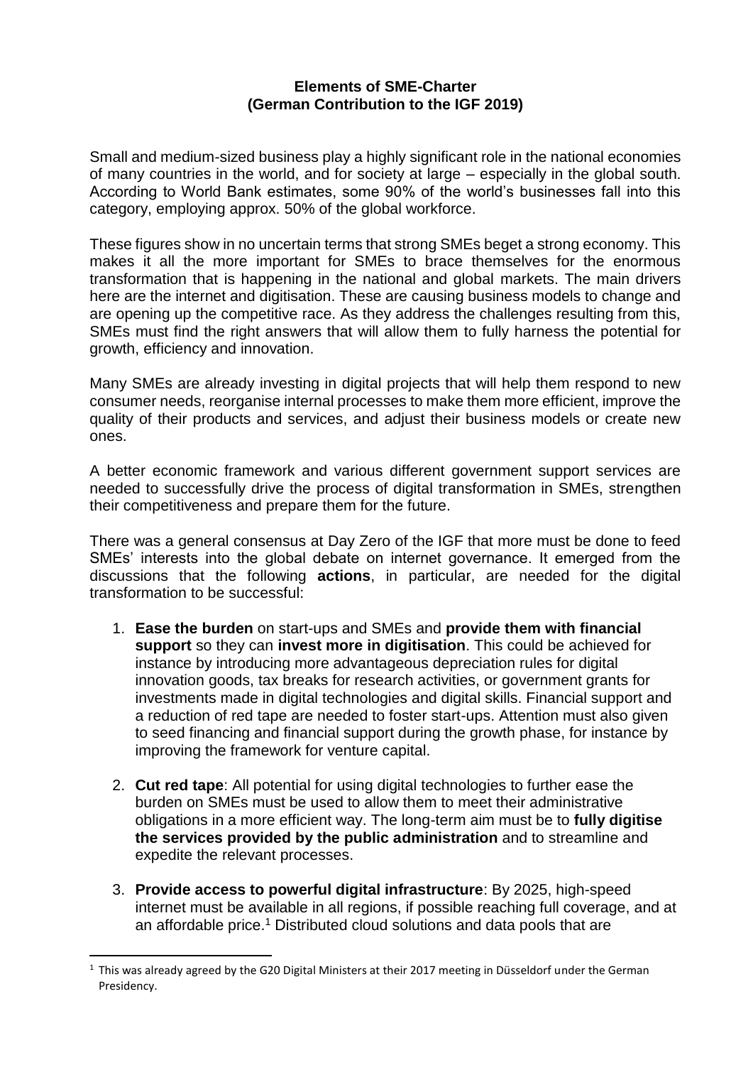**Elements of SME-Charter**
**(German Contribution to the IGF 2019)**

Small and medium-sized business play a highly significant role in the national economies of many countries in the world, and for society at large – especially in the global south. According to World Bank estimates, some 90% of the world's businesses fall into this category, employing approx. 50% of the global workforce.

These figures show in no uncertain terms that strong SMEs beget a strong economy. This makes it all the more important for SMEs to brace themselves for the enormous transformation that is happening in the national and global markets. The main drivers here are the internet and digitisation. These are causing business models to change and are opening up the competitive race. As they address the challenges resulting from this, SMEs must find the right answers that will allow them to fully harness the potential for growth, efficiency and innovation.

Many SMEs are already investing in digital projects that will help them respond to new consumer needs, reorganise internal processes to make them more efficient, improve the quality of their products and services, and adjust their business models or create new ones.

A better economic framework and various different government support services are needed to successfully drive the process of digital transformation in SMEs, strengthen their competitiveness and prepare them for the future.

There was a general consensus at Day Zero of the IGF that more must be done to feed SMEs' interests into the global debate on internet governance. It emerged from the discussions that the following **actions**, in particular, are needed for the digital transformation to be successful:

1. **Ease the burden** on start-ups and SMEs and **provide them with financial support** so they can **invest more in digitisation**. This could be achieved for instance by introducing more advantageous depreciation rules for digital innovation goods, tax breaks for research activities, or government grants for investments made in digital technologies and digital skills. Financial support and a reduction of red tape are needed to foster start-ups. Attention must also given to seed financing and financial support during the growth phase, for instance by improving the framework for venture capital.

2. **Cut red tape**: All potential for using digital technologies to further ease the burden on SMEs must be used to allow them to meet their administrative obligations in a more efficient way. The long-term aim must be to **fully digitise the services provided by the public administration** and to streamline and expedite the relevant processes.

3. **Provide access to powerful digital infrastructure**: By 2025, high-speed internet must be available in all regions, if possible reaching full coverage, and at an affordable price.[1] Distributed cloud solutions and data pools that are

[1] This was already agreed by the G20 Digital Ministers at their 2017 meeting in Düsseldorf under the German Presidency.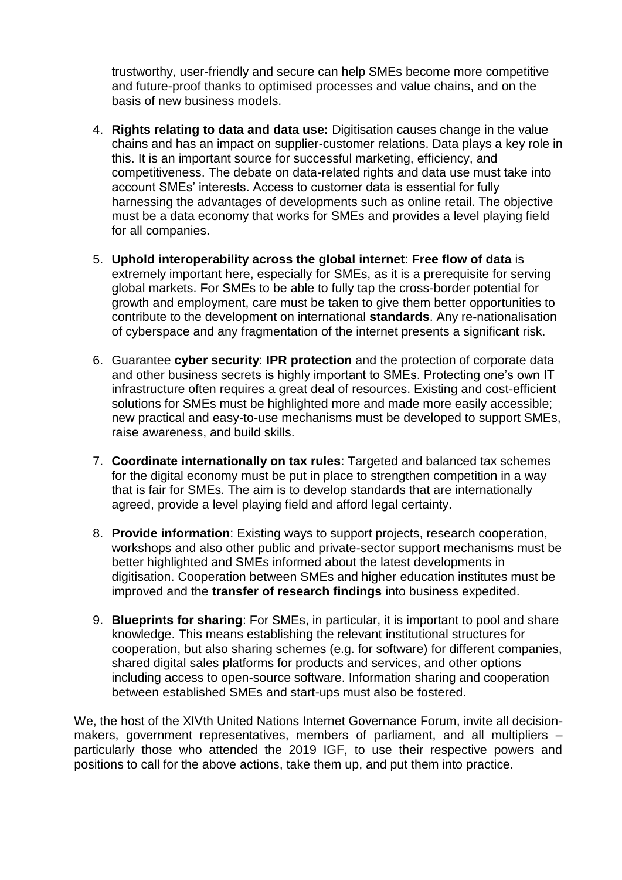trustworthy, user-friendly and secure can help SMEs become more competitive and future-proof thanks to optimised processes and value chains, and on the basis of new business models.

4. **Rights relating to data and data use:** Digitisation causes change in the value chains and has an impact on supplier-customer relations. Data plays a key role in this. It is an important source for successful marketing, efficiency, and competitiveness. The debate on data-related rights and data use must take into account SMEs' interests. Access to customer data is essential for fully harnessing the advantages of developments such as online retail. The objective must be a data economy that works for SMEs and provides a level playing field for all companies.

5. **Uphold interoperability across the global internet**: **Free flow of data** is extremely important here, especially for SMEs, as it is a prerequisite for serving global markets. For SMEs to be able to fully tap the cross-border potential for growth and employment, care must be taken to give them better opportunities to contribute to the development on international **standards**. Any re-nationalisation of cyberspace and any fragmentation of the internet presents a significant risk.

6. Guarantee **cyber security**: **IPR protection** and the protection of corporate data and other business secrets is highly important to SMEs. Protecting one's own IT infrastructure often requires a great deal of resources. Existing and cost-efficient solutions for SMEs must be highlighted more and made more easily accessible; new practical and easy-to-use mechanisms must be developed to support SMEs, raise awareness, and build skills.

7. **Coordinate internationally on tax rules**: Targeted and balanced tax schemes for the digital economy must be put in place to strengthen competition in a way that is fair for SMEs. The aim is to develop standards that are internationally agreed, provide a level playing field and afford legal certainty.

8. **Provide information**: Existing ways to support projects, research cooperation, workshops and also other public and private-sector support mechanisms must be better highlighted and SMEs informed about the latest developments in digitisation. Cooperation between SMEs and higher education institutes must be improved and the **transfer of research findings** into business expedited.

9. **Blueprints for sharing**: For SMEs, in particular, it is important to pool and share knowledge. This means establishing the relevant institutional structures for cooperation, but also sharing schemes (e.g. for software) for different companies, shared digital sales platforms for products and services, and other options including access to open-source software. Information sharing and cooperation between established SMEs and start-ups must also be fostered.

We, the host of the XIVth United Nations Internet Governance Forum, invite all decision-makers, government representatives, members of parliament, and all multipliers – particularly those who attended the 2019 IGF, to use their respective powers and positions to call for the above actions, take them up, and put them into practice.